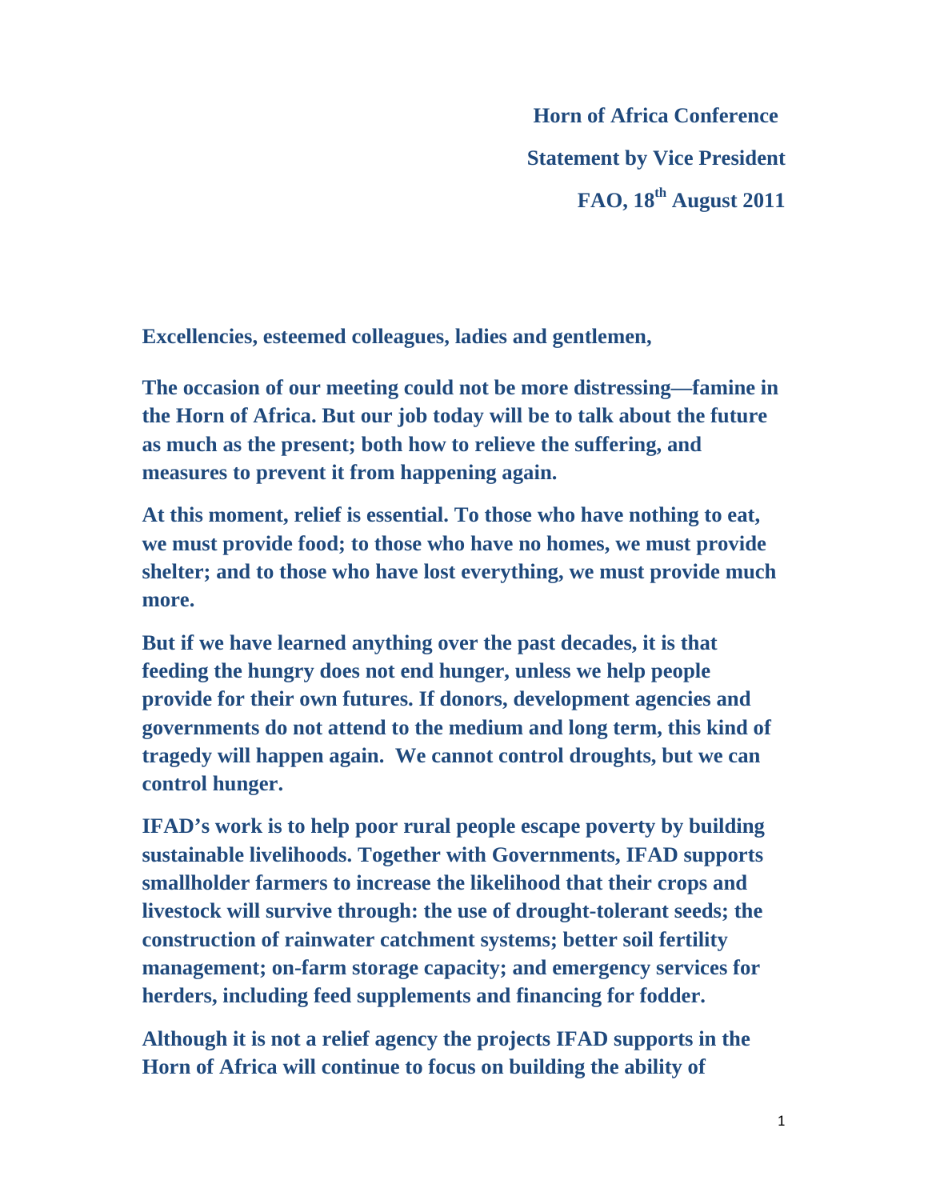**Horn of Africa Conference**

**Statement by Vice President**

**FAO, 18th August 2011**

**Excellencies, esteemed colleagues, ladies and gentlemen,**

**The occasion of our meeting could not be more distressing—famine in the Horn of Africa. But our job today will be to talk about the future as much as the present; both how to relieve the suffering, and measures to prevent it from happening again.**

**At this moment, relief is essential. To those who have nothing to eat, we must provide food; to those who have no homes, we must provide shelter; and to those who have lost everything, we must provide much more.**

**But if we have learned anything over the past decades, it is that feeding the hungry does not end hunger, unless we help people provide for their own futures. If donors, development agencies and governments do not attend to the medium and long term, this kind of tragedy will happen again. We cannot control droughts, but we can control hunger.**

**IFAD's work is to help poor rural people escape poverty by building sustainable livelihoods. Together with Governments, IFAD supports smallholder farmers to increase the likelihood that their crops and livestock will survive through: the use of drought-tolerant seeds; the construction of rainwater catchment systems; better soil fertility management; on-farm storage capacity; and emergency services for herders, including feed supplements and financing for fodder.**

**Although it is not a relief agency the projects IFAD supports in the Horn of Africa will continue to focus on building the ability of**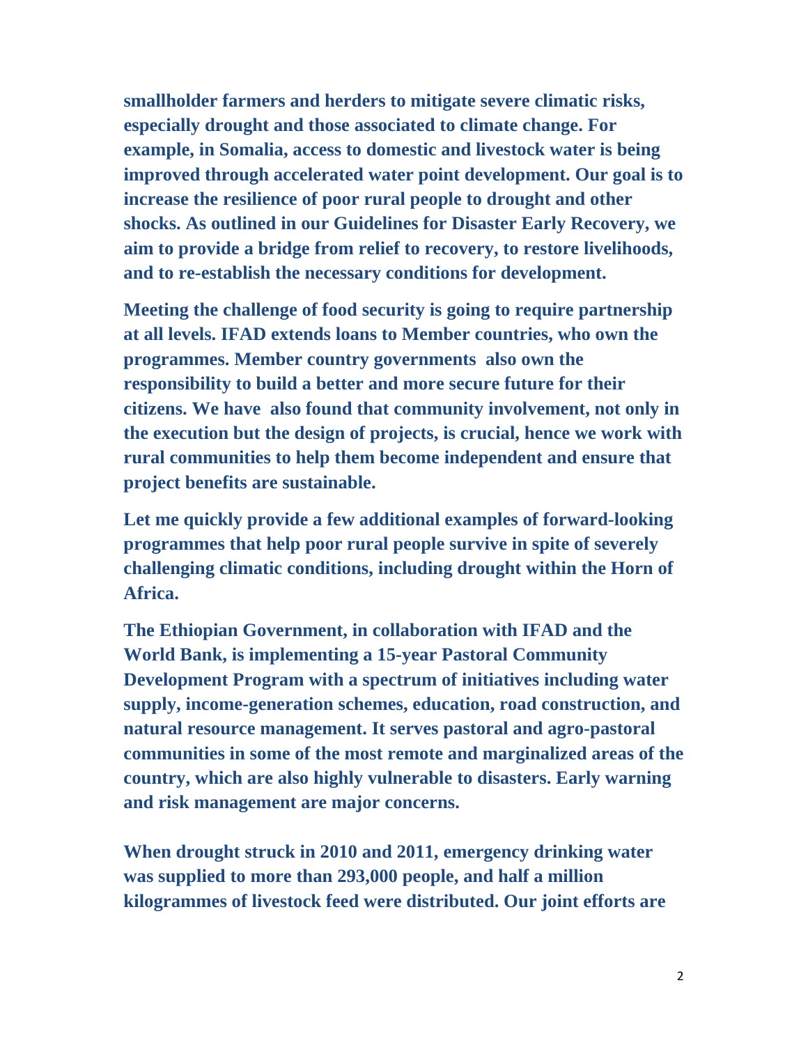smallholder farmers and herders to mitigate severe climatic risks, especially drought and those associated to climate change. For example, in Somalia, access to domestic and livestock water is being improved through accelerated water point development. Our goal is to increase the resilience of poor rural people to drought and other shocks. As outlined in our Guidelines for Disaster Early Recovery, we aim to provide a bridge from relief to recovery, to restore livelihoods, and to re-establish the necessary conditions for development.

Meeting the challenge of food security is going to require partnership at all levels. IFAD extends loans to Member countries, who own the programmes. Member country governments also own the responsibility to build a better and more secure future for their citizens. We have also found that community involvement, not only in the execution but the design of projects, is crucial, hence we work with rural communities to help them become independent and ensure that project benefits are sustainable.

Let me quickly provide a few additional examples of forward-looking programmes that help poor rural people survive in spite of severely challenging climatic conditions, including drought within the Horn of Africa.

The Ethiopian Government, in collaboration with IFAD and the World Bank, is implementing a 15-year Pastoral Community Development Program with a spectrum of initiatives including water supply, income-generation schemes, education, road construction, and natural resource management. It serves pastoral and agro-pastoral communities in some of the most remote and marginalized areas of the country, which are also highly vulnerable to disasters. Early warning and risk management are major concerns.

When drought struck in 2010 and 2011, emergency drinking water was supplied to more than 293,000 people, and half a million kilogrammes of livestock feed were distributed. Our joint efforts are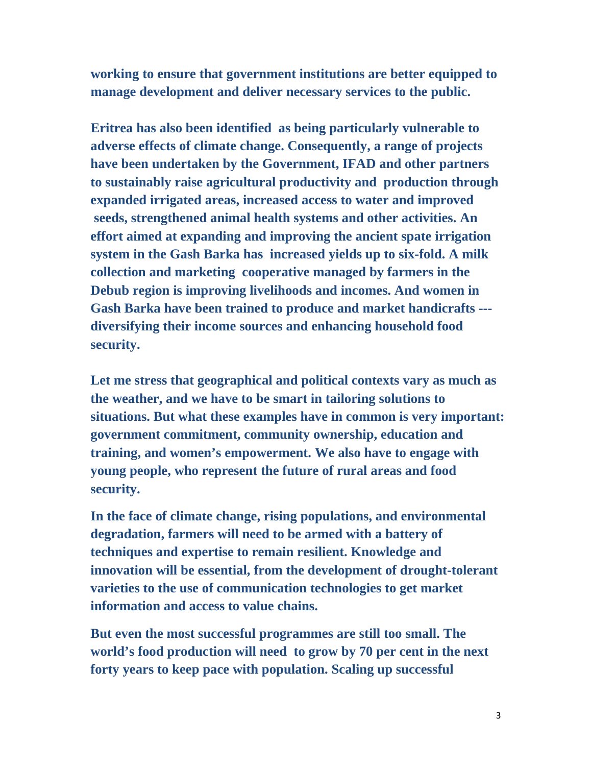**working to ensure that government institutions are better equipped to manage development and deliver necessary services to the public.**

**Eritrea has also been identified as being particularly vulnerable to adverse effects of climate change. Consequently, a range of projects have been undertaken by the Government, IFAD and other partners to sustainably raise agricultural productivity and production through expanded irrigated areas, increased access to water and improved seeds, strengthened animal health systems and other activities. An effort aimed at expanding and improving the ancient spate irrigation system in the Gash Barka has increased yields up to six-fold. A milk collection and marketing cooperative managed by farmers in the Debub region is improving livelihoods and incomes. And women in Gash Barka have been trained to produce and market handicrafts --- diversifying their income sources and enhancing household food security.**

**Let me stress that geographical and political contexts vary as much as the weather, and we have to be smart in tailoring solutions to situations. But what these examples have in common is very important: government commitment, community ownership, education and training, and women's empowerment. We also have to engage with young people, who represent the future of rural areas and food security.**

**In the face of climate change, rising populations, and environmental degradation, farmers will need to be armed with a battery of techniques and expertise to remain resilient. Knowledge and innovation will be essential, from the development of drought-tolerant varieties to the use of communication technologies to get market information and access to value chains.**

**But even the most successful programmes are still too small. The world's food production will need to grow by 70 per cent in the next forty years to keep pace with population. Scaling up successful**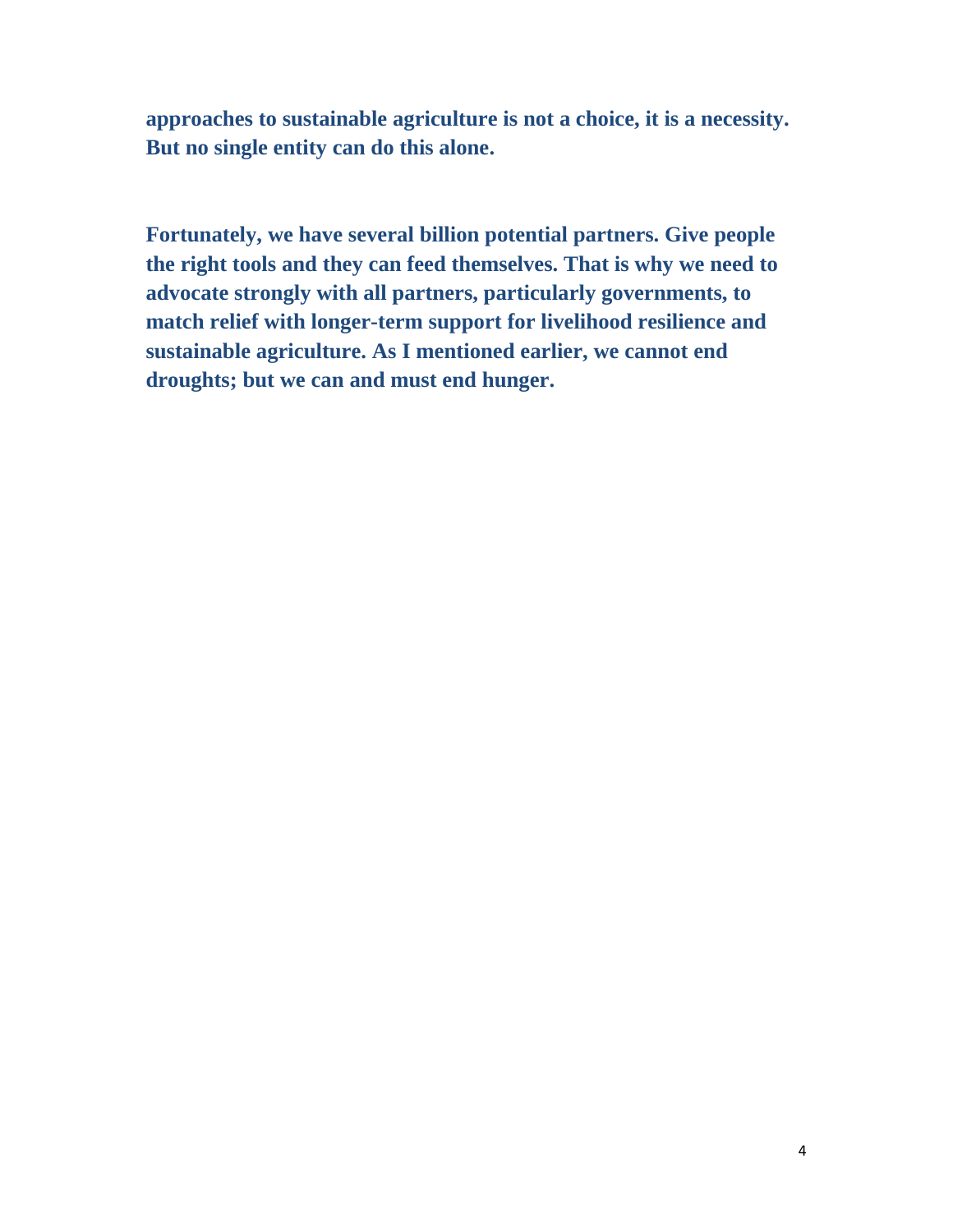**approaches to sustainable agriculture is not a choice, it is a necessity. But no single entity can do this alone.**

**Fortunately, we have several billion potential partners. Give people the right tools and they can feed themselves. That is why we need to advocate strongly with all partners, particularly governments, to match relief with longer-term support for livelihood resilience and sustainable agriculture. As I mentioned earlier, we cannot end droughts; but we can and must end hunger.**